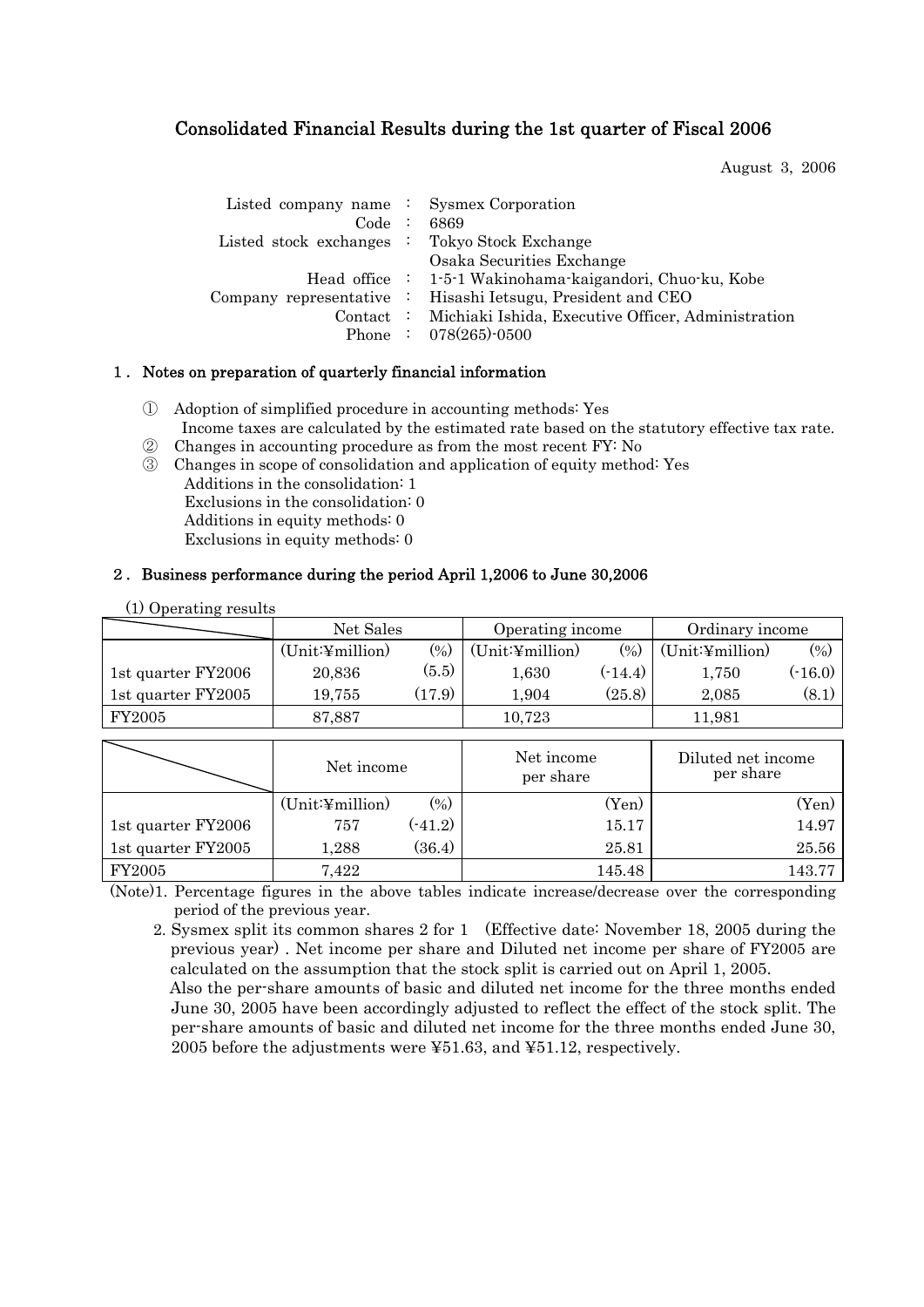# Consolidated Financial Results during the 1st quarter of Fiscal 2006

August 3, 2006

| | | |
|---|---|---|
| Listed company name | : | Sysmex Corporation |
| Code | : | 6869 |
| Listed stock exchanges | : | Tokyo Stock Exchange<br>Osaka Securities Exchange |
| Head office | : | 1-5-1 Wakinohama-kaigandori, Chuo-ku, Kobe |
| Company representative | : | Hisashi Ietsugu, President and CEO |
| Contact | : | Michiaki Ishida, Executive Officer, Administration |
| Phone | : | 078(265)-0500 |

## 1. Notes on preparation of quarterly financial information

① Adoption of simplified procedure in accounting methods: Yes
 Income taxes are calculated by the estimated rate based on the statutory effective tax rate.

② Changes in accounting procedure as from the most recent FY: No

③ Changes in scope of consolidation and application of equity method: Yes
 Additions in the consolidation: 1
 Exclusions in the consolidation: 0
 Additions in equity methods: 0
 Exclusions in equity methods: 0

## 2. Business performance during the period April 1,2006 to June 30,2006

(1) Operating results

| | Net Sales | | Operating income | | Ordinary income | |
|---|---|---|---|---|---|---|
| | (Unit:¥million) | (%) | (Unit:¥million) | (%) | (Unit:¥million) | (%) |
| 1st quarter FY2006 | 20,836 | (5.5) | 1,630 | (-14.4) | 1,750 | (-16.0) |
| 1st quarter FY2005 | 19,755 | (17.9) | 1,904 | (25.8) | 2,085 | (8.1) |
| FY2005 | 87,887 | | 10,723 | | 11,981 | |

| | Net income | | Net income per share | Diluted net income per share |
|---|---|---|---|---|
| | (Unit:¥million) | (%) | (Yen) | (Yen) |
| 1st quarter FY2006 | 757 | (-41.2) | 15.17 | 14.97 |
| 1st quarter FY2005 | 1,288 | (36.4) | 25.81 | 25.56 |
| FY2005 | 7,422 | | 145.48 | 143.77 |

(Note)1. Percentage figures in the above tables indicate increase/decrease over the corresponding period of the previous year.

2. Sysmex split its common shares 2 for 1 (Effective date: November 18, 2005 during the previous year). Net income per share and Diluted net income per share of FY2005 are calculated on the assumption that the stock split is carried out on April 1, 2005.
 Also the per-share amounts of basic and diluted net income for the three months ended June 30, 2005 have been accordingly adjusted to reflect the effect of the stock split. The per-share amounts of basic and diluted net income for the three months ended June 30, 2005 before the adjustments were ¥51.63, and ¥51.12, respectively.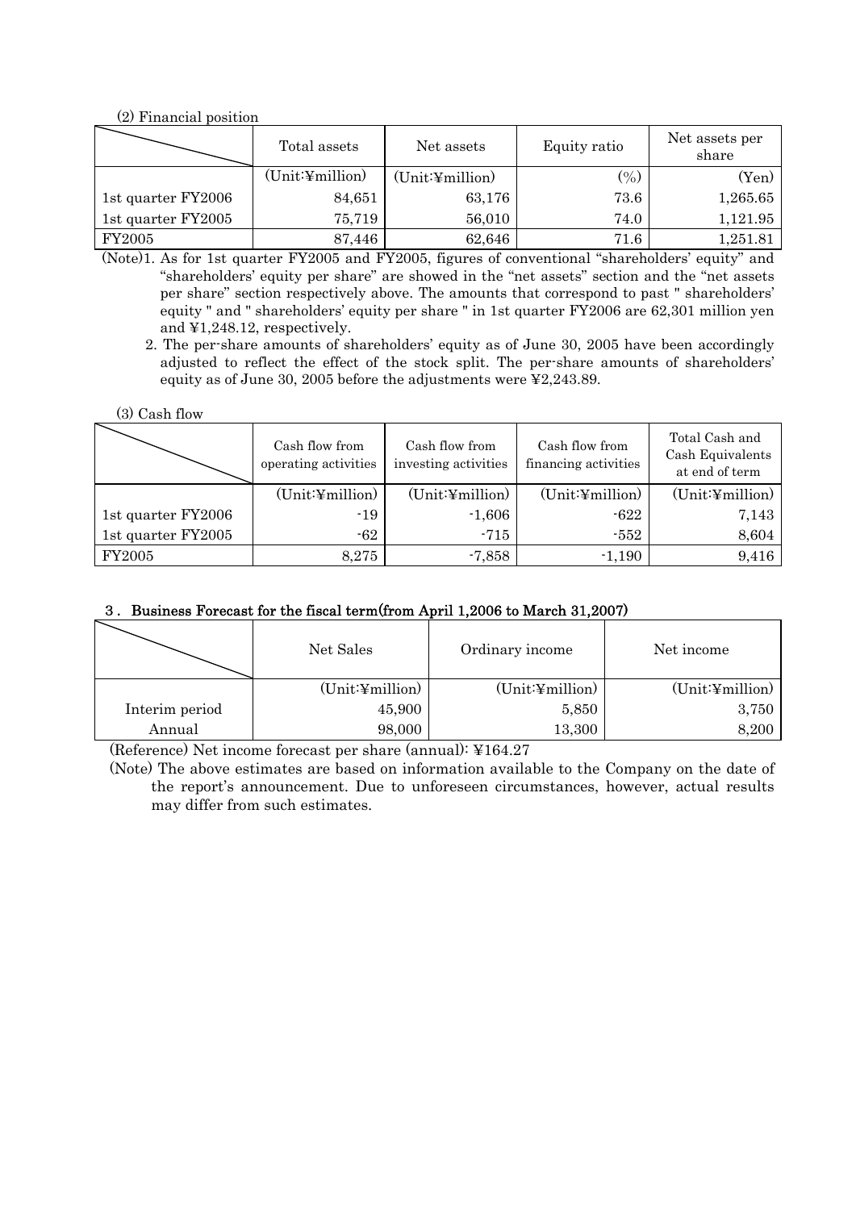(2) Financial position

| | Total assets | Net assets | Equity ratio | Net assets per share |
|---|---|---|---|---|
| | (Unit:¥million) | (Unit:¥million) | (%) | (Yen) |
| 1st quarter FY2006 | 84,651 | 63,176 | 73.6 | 1,265.65 |
| 1st quarter FY2005 | 75,719 | 56,010 | 74.0 | 1,121.95 |
| FY2005 | 87,446 | 62,646 | 71.6 | 1,251.81 |

(Note)1. As for 1st quarter FY2005 and FY2005, figures of conventional "shareholders' equity" and "shareholders' equity per share" are showed in the "net assets" section and the "net assets per share" section respectively above. The amounts that correspond to past " shareholders' equity " and " shareholders' equity per share " in 1st quarter FY2006 are 62,301 million yen and ¥1,248.12, respectively.

2. The per-share amounts of shareholders' equity as of June 30, 2005 have been accordingly adjusted to reflect the effect of the stock split. The per-share amounts of shareholders' equity as of June 30, 2005 before the adjustments were ¥2,243.89.

(3) Cash flow

| | Cash flow from operating activities | Cash flow from investing activities | Cash flow from financing activities | Total Cash and Cash Equivalents at end of term |
|---|---|---|---|---|
| | (Unit:¥million) | (Unit:¥million) | (Unit:¥million) | (Unit:¥million) |
| 1st quarter FY2006 | -19 | -1,606 | -622 | 7,143 |
| 1st quarter FY2005 | -62 | -715 | -552 | 8,604 |
| FY2005 | 8,275 | -7,858 | -1,190 | 9,416 |

### 3．Business Forecast for the fiscal term(from April 1,2006 to March 31,2007)

| | Net Sales | Ordinary income | Net income |
|---|---|---|---|
| | (Unit:¥million) | (Unit:¥million) | (Unit:¥million) |
| Interim period | 45,900 | 5,850 | 3,750 |
| Annual | 98,000 | 13,300 | 8,200 |

(Reference) Net income forecast per share (annual): ¥164.27

(Note) The above estimates are based on information available to the Company on the date of the report's announcement. Due to unforeseen circumstances, however, actual results may differ from such estimates.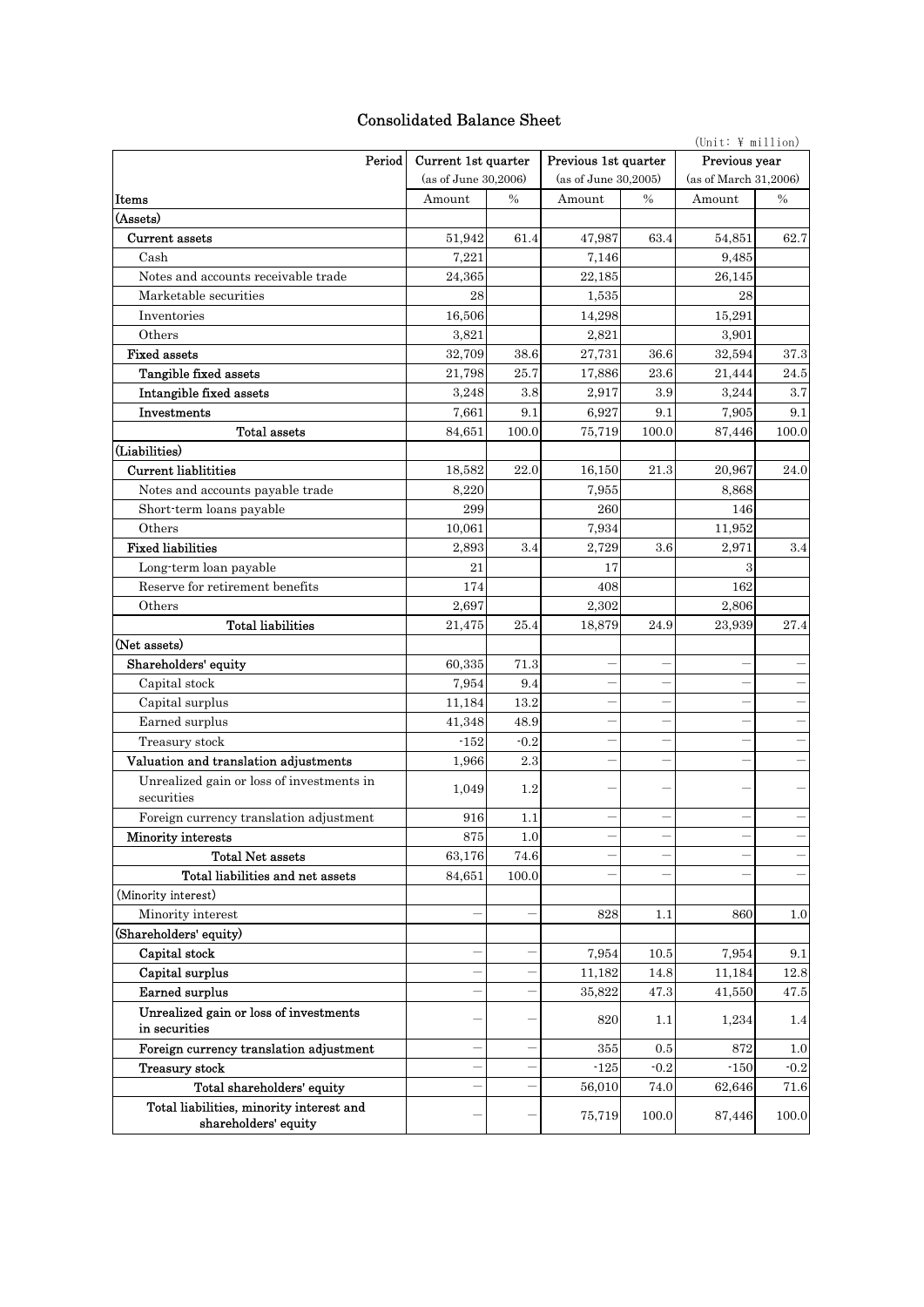# Consolidated Balance Sheet

(Unit: ¥ million)

| Period | Current 1st quarter | | Previous 1st quarter | | Previous year | |
|---|---|---|---|---|---|---|
| | (as of June 30,2006) | | (as of June 30,2005) | | (as of March 31,2006) | |
| Items | Amount | % | Amount | % | Amount | % |
| (Assets) | | | | | | |
| Current assets | 51,942 | 61.4 | 47,987 | 63.4 | 54,851 | 62.7 |
| Cash | 7,221 | | 7,146 | | 9,485 | |
| Notes and accounts receivable trade | 24,365 | | 22,185 | | 26,145 | |
| Marketable securities | 28 | | 1,535 | | 28 | |
| Inventories | 16,506 | | 14,298 | | 15,291 | |
| Others | 3,821 | | 2,821 | | 3,901 | |
| Fixed assets | 32,709 | 38.6 | 27,731 | 36.6 | 32,594 | 37.3 |
| Tangible fixed assets | 21,798 | 25.7 | 17,886 | 23.6 | 21,444 | 24.5 |
| Intangible fixed assets | 3,248 | 3.8 | 2,917 | 3.9 | 3,244 | 3.7 |
| Investments | 7,661 | 9.1 | 6,927 | 9.1 | 7,905 | 9.1 |
| Total assets | 84,651 | 100.0 | 75,719 | 100.0 | 87,446 | 100.0 |
| (Liabilities) | | | | | | |
| Current liablitities | 18,582 | 22.0 | 16,150 | 21.3 | 20,967 | 24.0 |
| Notes and accounts payable trade | 8,220 | | 7,955 | | 8,868 | |
| Short-term loans payable | 299 | | 260 | | 146 | |
| Others | 10,061 | | 7,934 | | 11,952 | |
| Fixed liabilities | 2,893 | 3.4 | 2,729 | 3.6 | 2,971 | 3.4 |
| Long-term loan payable | 21 | | 17 | | 3 | |
| Reserve for retirement benefits | 174 | | 408 | | 162 | |
| Others | 2,697 | | 2,302 | | 2,806 | |
| Total liabilities | 21,475 | 25.4 | 18,879 | 24.9 | 23,939 | 27.4 |
| (Net assets) | | | | | | |
| Shareholders' equity | 60,335 | 71.3 | － | － | － | － |
| Capital stock | 7,954 | 9.4 | － | － | － | － |
| Capital surplus | 11,184 | 13.2 | － | － | － | － |
| Earned surplus | 41,348 | 48.9 | － | － | － | － |
| Treasury stock | -152 | -0.2 | － | － | － | － |
| Valuation and translation adjustments | 1,966 | 2.3 | － | － | － | － |
| Unrealized gain or loss of investments in securities | 1,049 | 1.2 | － | － | － | － |
| Foreign currency translation adjustment | 916 | 1.1 | － | － | － | － |
| Minority interests | 875 | 1.0 | － | － | － | － |
| Total Net assets | 63,176 | 74.6 | － | － | － | － |
| Total liabilities and net assets | 84,651 | 100.0 | － | － | － | － |
| (Minority interest) | | | | | | |
| Minority interest | － | － | 828 | 1.1 | 860 | 1.0 |
| (Shareholders' equity) | | | | | | |
| Capital stock | － | － | 7,954 | 10.5 | 7,954 | 9.1 |
| Capital surplus | － | － | 11,182 | 14.8 | 11,184 | 12.8 |
| Earned surplus | － | － | 35,822 | 47.3 | 41,550 | 47.5 |
| Unrealized gain or loss of investments in securities | － | － | 820 | 1.1 | 1,234 | 1.4 |
| Foreign currency translation adjustment | － | － | 355 | 0.5 | 872 | 1.0 |
| Treasury stock | － | － | -125 | -0.2 | -150 | -0.2 |
| Total shareholders' equity | － | － | 56,010 | 74.0 | 62,646 | 71.6 |
| Total liabilities, minority interest and shareholders' equity | － | － | 75,719 | 100.0 | 87,446 | 100.0 |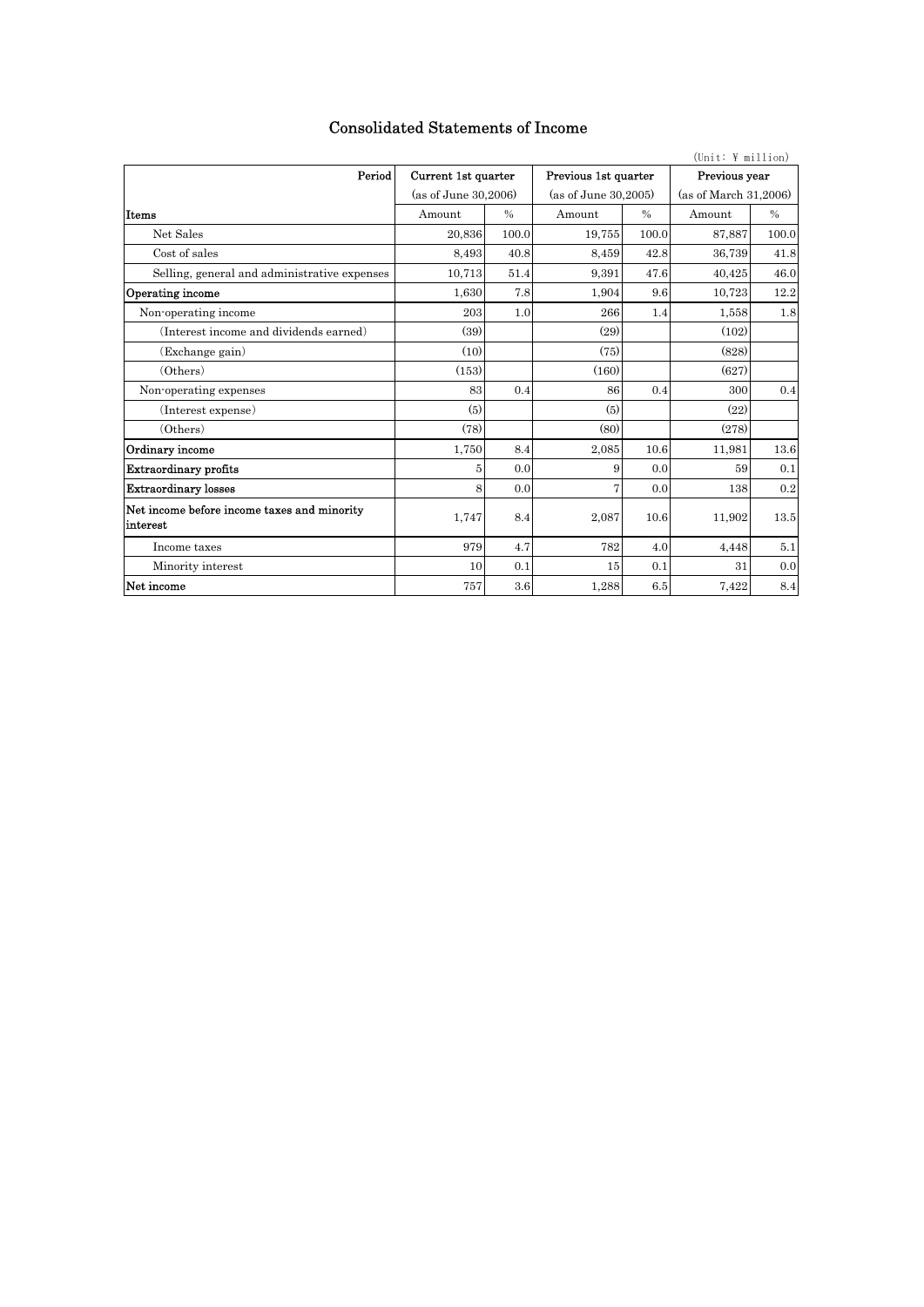# Consolidated Statements of Income

(Unit: ¥ million)

| Period | Current 1st quarter (as of June 30,2006) | | Previous 1st quarter (as of June 30,2005) | | Previous year (as of March 31,2006) | |
|---|---|---|---|---|---|---|
| Items | Amount | % | Amount | % | Amount | % |
| Net Sales | 20,836 | 100.0 | 19,755 | 100.0 | 87,887 | 100.0 |
| Cost of sales | 8,493 | 40.8 | 8,459 | 42.8 | 36,739 | 41.8 |
| Selling, general and administrative expenses | 10,713 | 51.4 | 9,391 | 47.6 | 40,425 | 46.0 |
| **Operating income** | 1,630 | 7.8 | 1,904 | 9.6 | 10,723 | 12.2 |
| Non-operating income | 203 | 1.0 | 266 | 1.4 | 1,558 | 1.8 |
| (Interest income and dividends earned) | (39) | | (29) | | (102) | |
| (Exchange gain) | (10) | | (75) | | (828) | |
| (Others) | (153) | | (160) | | (627) | |
| Non-operating expenses | 83 | 0.4 | 86 | 0.4 | 300 | 0.4 |
| (Interest expense) | (5) | | (5) | | (22) | |
| (Others) | (78) | | (80) | | (278) | |
| **Ordinary income** | 1,750 | 8.4 | 2,085 | 10.6 | 11,981 | 13.6 |
| **Extraordinary profits** | 5 | 0.0 | 9 | 0.0 | 59 | 0.1 |
| **Extraordinary losses** | 8 | 0.0 | 7 | 0.0 | 138 | 0.2 |
| **Net income before income taxes and minority interest** | 1,747 | 8.4 | 2,087 | 10.6 | 11,902 | 13.5 |
| Income taxes | 979 | 4.7 | 782 | 4.0 | 4,448 | 5.1 |
| Minority interest | 10 | 0.1 | 15 | 0.1 | 31 | 0.0 |
| **Net income** | 757 | 3.6 | 1,288 | 6.5 | 7,422 | 8.4 |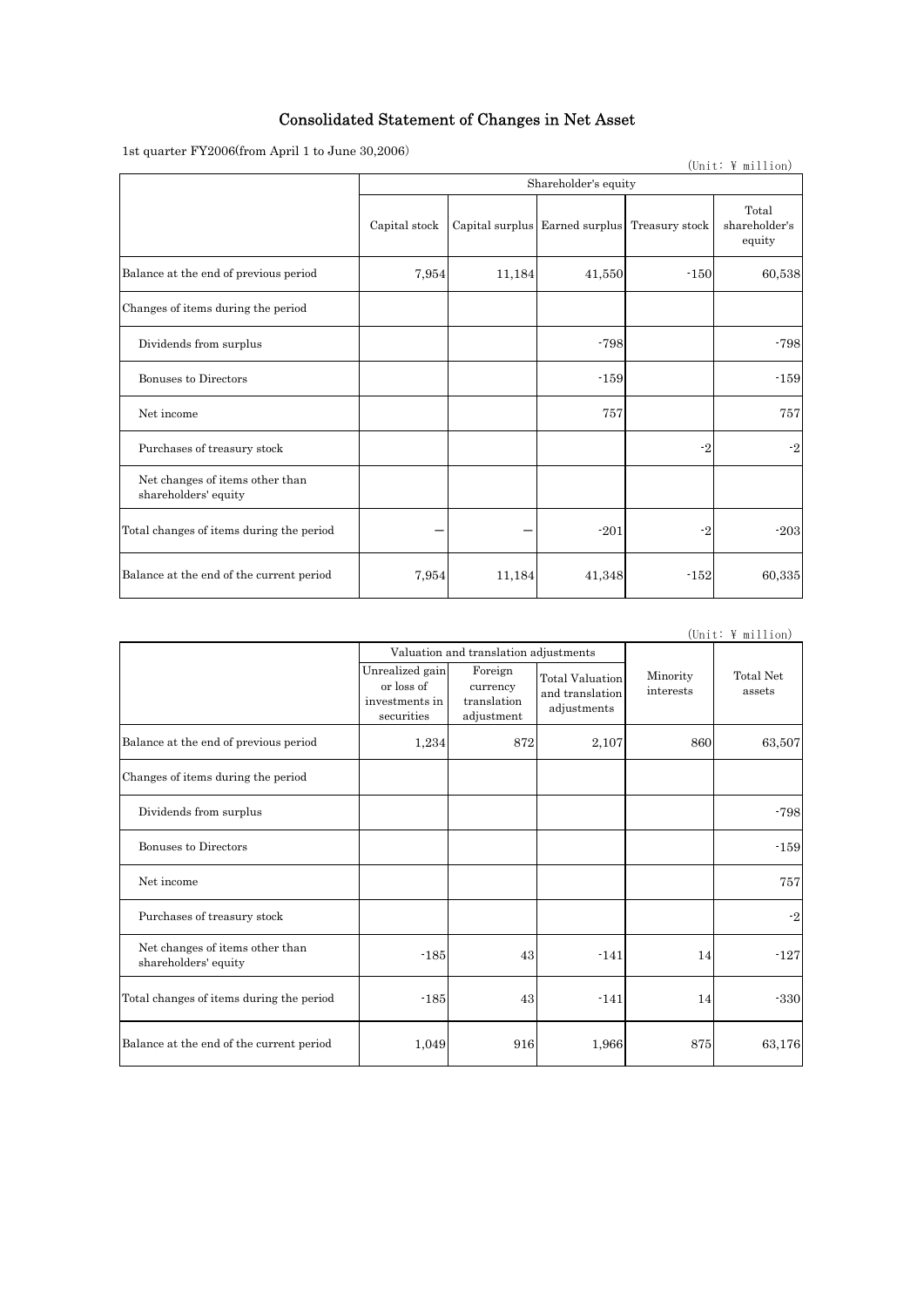# Consolidated Statement of Changes in Net Asset

1st quarter FY2006(from April 1 to June 30,2006)

(Unit: ¥ million)

| | Shareholder's equity | | | | |
|---|---|---|---|---|---|
| | Capital stock | Capital surplus | Earned surplus | Treasury stock | Total shareholder's equity |
| Balance at the end of previous period | 7,954 | 11,184 | 41,550 | -150 | 60,538 |
| Changes of items during the period | | | | | |
| Dividends from surplus | | | -798 | | -798 |
| Bonuses to Directors | | | -159 | | -159 |
| Net income | | | 757 | | 757 |
| Purchases of treasury stock | | | | -2 | -2 |
| Net changes of items other than shareholders' equity | | | | | |
| Total changes of items during the period | — | — | -201 | -2 | -203 |
| Balance at the end of the current period | 7,954 | 11,184 | 41,348 | -152 | 60,335 |

(Unit: ¥ million)

| | Valuation and translation adjustments | | | Minority interests | Total Net assets |
|---|---|---|---|---|---|
| | Unrealized gain or loss of investments in securities | Foreign currency translation adjustment | Total Valuation and translation adjustments | | |
| Balance at the end of previous period | 1,234 | 872 | 2,107 | 860 | 63,507 |
| Changes of items during the period | | | | | |
| Dividends from surplus | | | | | -798 |
| Bonuses to Directors | | | | | -159 |
| Net income | | | | | 757 |
| Purchases of treasury stock | | | | | -2 |
| Net changes of items other than shareholders' equity | -185 | 43 | -141 | 14 | -127 |
| Total changes of items during the period | -185 | 43 | -141 | 14 | -330 |
| Balance at the end of the current period | 1,049 | 916 | 1,966 | 875 | 63,176 |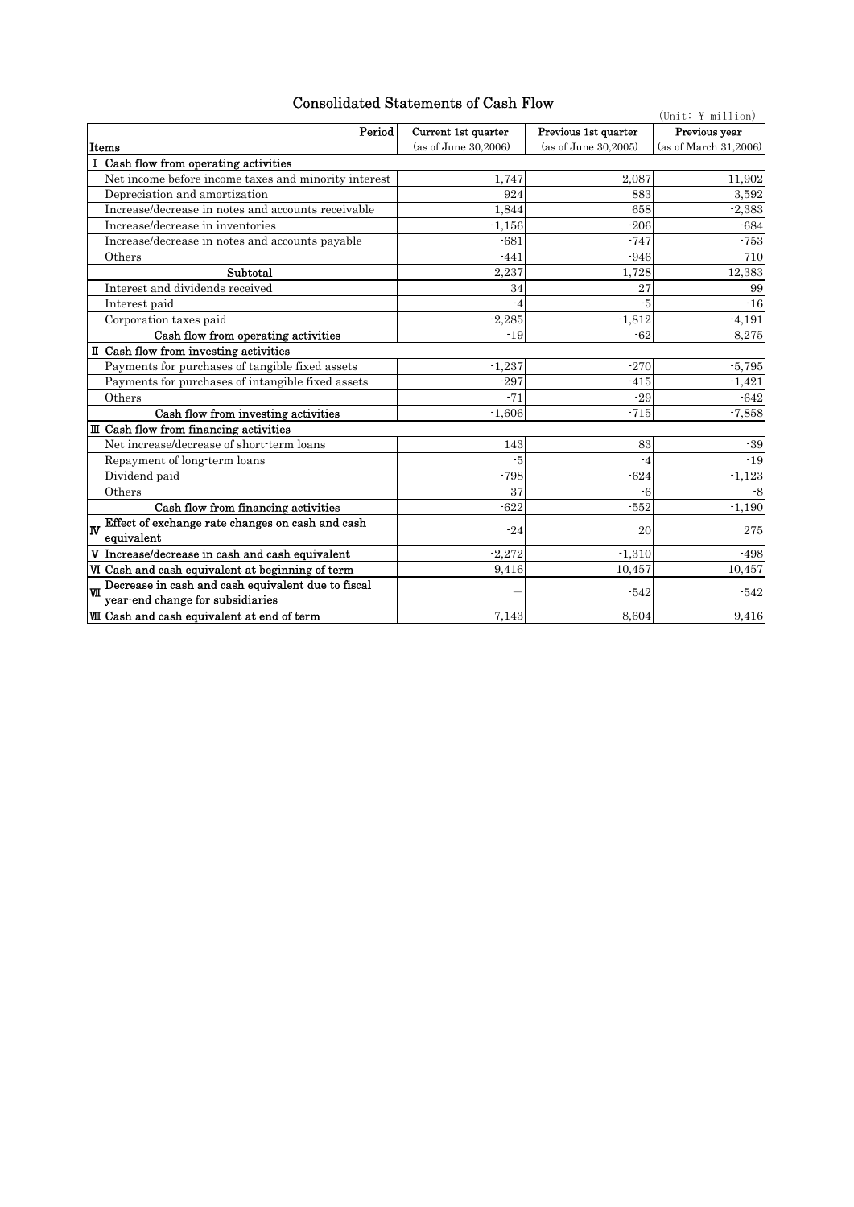# Consolidated Statements of Cash Flow

(Unit: ¥ million)

| Items / Period | Current 1st quarter (as of June 30,2006) | Previous 1st quarter (as of June 30,2005) | Previous year (as of March 31,2006) |
|---|---|---|---|
| **I Cash flow from operating activities** | | | |
| Net income before income taxes and minority interest | 1,747 | 2,087 | 11,902 |
| Depreciation and amortization | 924 | 883 | 3,592 |
| Increase/decrease in notes and accounts receivable | 1,844 | 658 | -2,383 |
| Increase/decrease in inventories | -1,156 | -206 | -684 |
| Increase/decrease in notes and accounts payable | -681 | -747 | -753 |
| Others | -441 | -946 | 710 |
| Subtotal | 2,237 | 1,728 | 12,383 |
| Interest and dividends received | 34 | 27 | 99 |
| Interest paid | -4 | -5 | -16 |
| Corporation taxes paid | -2,285 | -1,812 | -4,191 |
| **Cash flow from operating activities** | -19 | -62 | 8,275 |
| **II Cash flow from investing activities** | | | |
| Payments for purchases of tangible fixed assets | -1,237 | -270 | -5,795 |
| Payments for purchases of intangible fixed assets | -297 | -415 | -1,421 |
| Others | -71 | -29 | -642 |
| **Cash flow from investing activities** | -1,606 | -715 | -7,858 |
| **III Cash flow from financing activities** | | | |
| Net increase/decrease of short-term loans | 143 | 83 | -39 |
| Repayment of long-term loans | -5 | -4 | -19 |
| Dividend paid | -798 | -624 | -1,123 |
| Others | 37 | -6 | -8 |
| **Cash flow from financing activities** | -622 | -552 | -1,190 |
| **IV Effect of exchange rate changes on cash and cash equivalent** | -24 | 20 | 275 |
| **V Increase/decrease in cash and cash equivalent** | -2,272 | -1,310 | -498 |
| **VI Cash and cash equivalent at beginning of term** | 9,416 | 10,457 | 10,457 |
| **VII Decrease in cash and cash equivalent due to fiscal year-end change for subsidiaries** | — | -542 | -542 |
| **VIII Cash and cash equivalent at end of term** | 7,143 | 8,604 | 9,416 |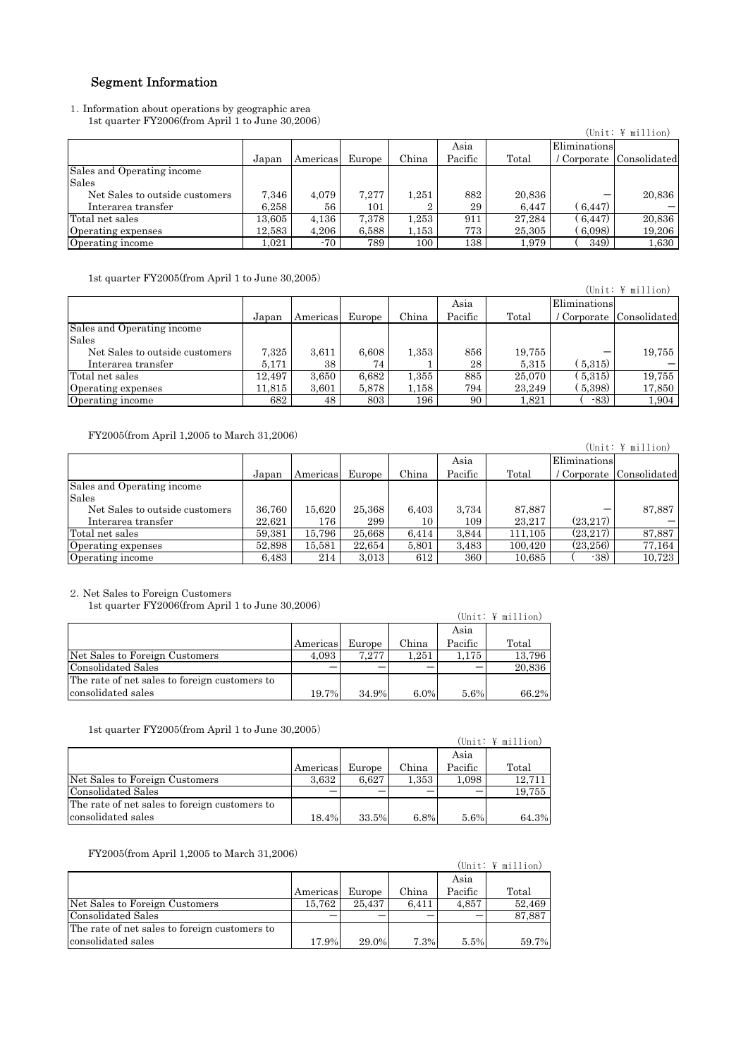## Segment Information

1. Information about operations by geographic area

1st quarter FY2006(from April 1 to June 30,2006)

(Unit: ¥ million)

| | Japan | Americas | Europe | China | Asia Pacific | Total | Eliminations / Corporate | Consolidated |
|---|---|---|---|---|---|---|---|---|
| Sales and Operating income | | | | | | | | |
| Sales | | | | | | | | |
| Net Sales to outside customers | 7,346 | 4,079 | 7,277 | 1,251 | 882 | 20,836 | — | 20,836 |
| Interarea transfer | 6,258 | 56 | 101 | 2 | 29 | 6,447 | (6,447) | — |
| Total net sales | 13,605 | 4,136 | 7,378 | 1,253 | 911 | 27,284 | (6,447) | 20,836 |
| Operating expenses | 12,583 | 4,206 | 6,588 | 1,153 | 773 | 25,305 | (6,098) | 19,206 |
| Operating income | 1,021 | -70 | 789 | 100 | 138 | 1,979 | ( 349) | 1,630 |

1st quarter FY2005(from April 1 to June 30,2005)

(Unit: ¥ million)

| | Japan | Americas | Europe | China | Asia Pacific | Total | Eliminations / Corporate | Consolidated |
|---|---|---|---|---|---|---|---|---|
| Sales and Operating income | | | | | | | | |
| Sales | | | | | | | | |
| Net Sales to outside customers | 7,325 | 3,611 | 6,608 | 1,353 | 856 | 19,755 | — | 19,755 |
| Interarea transfer | 5,171 | 38 | 74 | 1 | 28 | 5,315 | (5,315) | — |
| Total net sales | 12,497 | 3,650 | 6,682 | 1,355 | 885 | 25,070 | (5,315) | 19,755 |
| Operating expenses | 11,815 | 3,601 | 5,878 | 1,158 | 794 | 23,249 | (5,398) | 17,850 |
| Operating income | 682 | 48 | 803 | 196 | 90 | 1,821 | ( -83) | 1,904 |

FY2005(from April 1,2005 to March 31,2006)

(Unit: ¥ million)

| | Japan | Americas | Europe | China | Asia Pacific | Total | Eliminations / Corporate | Consolidated |
|---|---|---|---|---|---|---|---|---|
| Sales and Operating income | | | | | | | | |
| Sales | | | | | | | | |
| Net Sales to outside customers | 36,760 | 15,620 | 25,368 | 6,403 | 3,734 | 87,887 | — | 87,887 |
| Interarea transfer | 22,621 | 176 | 299 | 10 | 109 | 23,217 | (23,217) | — |
| Total net sales | 59,381 | 15,796 | 25,668 | 6,414 | 3,844 | 111,105 | (23,217) | 87,887 |
| Operating expenses | 52,898 | 15,581 | 22,654 | 5,801 | 3,483 | 100,420 | (23,256) | 77,164 |
| Operating income | 6,483 | 214 | 3,013 | 612 | 360 | 10,685 | ( -38) | 10,723 |

2. Net Sales to Foreign Customers

1st quarter FY2006(from April 1 to June 30,2006)

(Unit: ¥ million)

| | Americas | Europe | China | Asia Pacific | Total |
|---|---|---|---|---|---|
| Net Sales to Foreign Customers | 4,093 | 7,277 | 1,251 | 1,175 | 13,796 |
| Consolidated Sales | — | — | — | — | 20,836 |
| The rate of net sales to foreign customers to consolidated sales | 19.7% | 34.9% | 6.0% | 5.6% | 66.2% |

1st quarter FY2005(from April 1 to June 30,2005)

(Unit: ¥ million)

| | Americas | Europe | China | Asia Pacific | Total |
|---|---|---|---|---|---|
| Net Sales to Foreign Customers | 3,632 | 6,627 | 1,353 | 1,098 | 12,711 |
| Consolidated Sales | — | — | — | — | 19,755 |
| The rate of net sales to foreign customers to consolidated sales | 18.4% | 33.5% | 6.8% | 5.6% | 64.3% |

FY2005(from April 1,2005 to March 31,2006)

(Unit: ¥ million)

| | Americas | Europe | China | Asia Pacific | Total |
|---|---|---|---|---|---|
| Net Sales to Foreign Customers | 15,762 | 25,437 | 6,411 | 4,857 | 52,469 |
| Consolidated Sales | — | — | — | — | 87,887 |
| The rate of net sales to foreign customers to consolidated sales | 17.9% | 29.0% | 7.3% | 5.5% | 59.7% |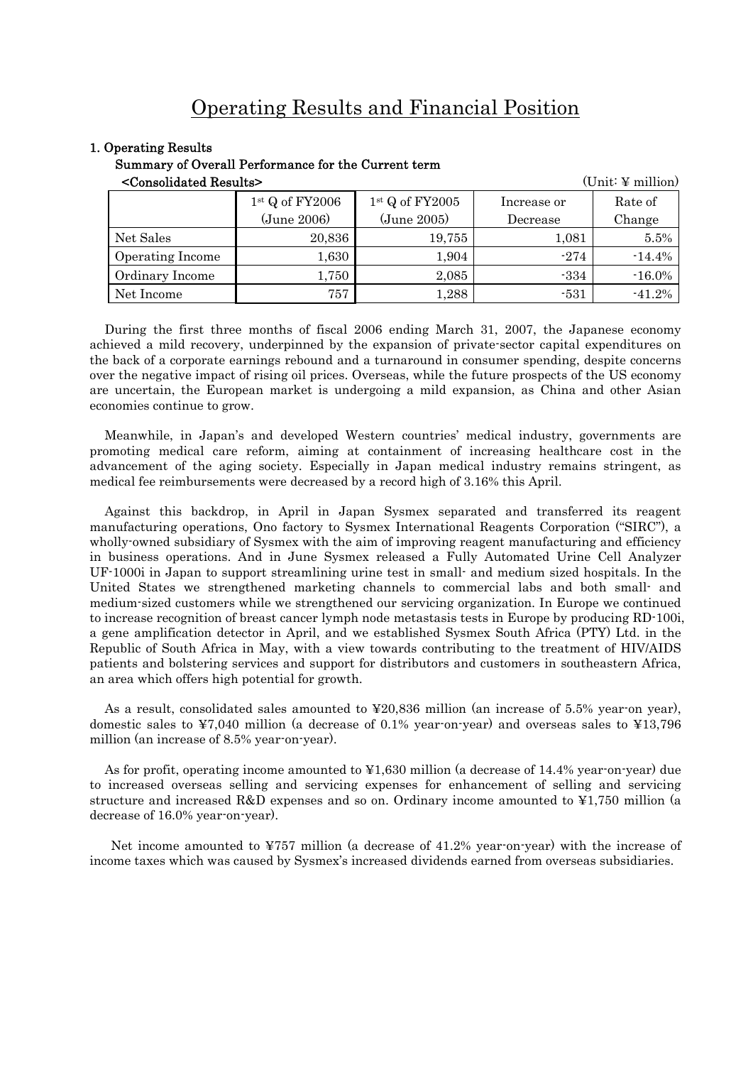# Operating Results and Financial Position

## 1. Operating Results

### Summary of Overall Performance for the Current term

<Consolidated Results>

(Unit: ¥ million)

| | 1st Q of FY2006 (June 2006) | 1st Q of FY2005 (June 2005) | Increase or Decrease | Rate of Change |
|---|---|---|---|---|
| Net Sales | 20,836 | 19,755 | 1,081 | 5.5% |
| Operating Income | 1,630 | 1,904 | -274 | -14.4% |
| Ordinary Income | 1,750 | 2,085 | -334 | -16.0% |
| Net Income | 757 | 1,288 | -531 | -41.2% |

During the first three months of fiscal 2006 ending March 31, 2007, the Japanese economy achieved a mild recovery, underpinned by the expansion of private-sector capital expenditures on the back of a corporate earnings rebound and a turnaround in consumer spending, despite concerns over the negative impact of rising oil prices. Overseas, while the future prospects of the US economy are uncertain, the European market is undergoing a mild expansion, as China and other Asian economies continue to grow.

Meanwhile, in Japan's and developed Western countries' medical industry, governments are promoting medical care reform, aiming at containment of increasing healthcare cost in the advancement of the aging society. Especially in Japan medical industry remains stringent, as medical fee reimbursements were decreased by a record high of 3.16% this April.

Against this backdrop, in April in Japan Sysmex separated and transferred its reagent manufacturing operations, Ono factory to Sysmex International Reagents Corporation ("SIRC"), a wholly-owned subsidiary of Sysmex with the aim of improving reagent manufacturing and efficiency in business operations. And in June Sysmex released a Fully Automated Urine Cell Analyzer UF-1000i in Japan to support streamlining urine test in small- and medium sized hospitals. In the United States we strengthened marketing channels to commercial labs and both small- and medium-sized customers while we strengthened our servicing organization. In Europe we continued to increase recognition of breast cancer lymph node metastasis tests in Europe by producing RD-100i, a gene amplification detector in April, and we established Sysmex South Africa (PTY) Ltd. in the Republic of South Africa in May, with a view towards contributing to the treatment of HIV/AIDS patients and bolstering services and support for distributors and customers in southeastern Africa, an area which offers high potential for growth.

As a result, consolidated sales amounted to ¥20,836 million (an increase of 5.5% year-on year), domestic sales to ¥7,040 million (a decrease of 0.1% year-on-year) and overseas sales to ¥13,796 million (an increase of 8.5% year-on-year).

As for profit, operating income amounted to ¥1,630 million (a decrease of 14.4% year-on-year) due to increased overseas selling and servicing expenses for enhancement of selling and servicing structure and increased R&D expenses and so on. Ordinary income amounted to ¥1,750 million (a decrease of 16.0% year-on-year).

Net income amounted to ¥757 million (a decrease of 41.2% year-on-year) with the increase of income taxes which was caused by Sysmex's increased dividends earned from overseas subsidiaries.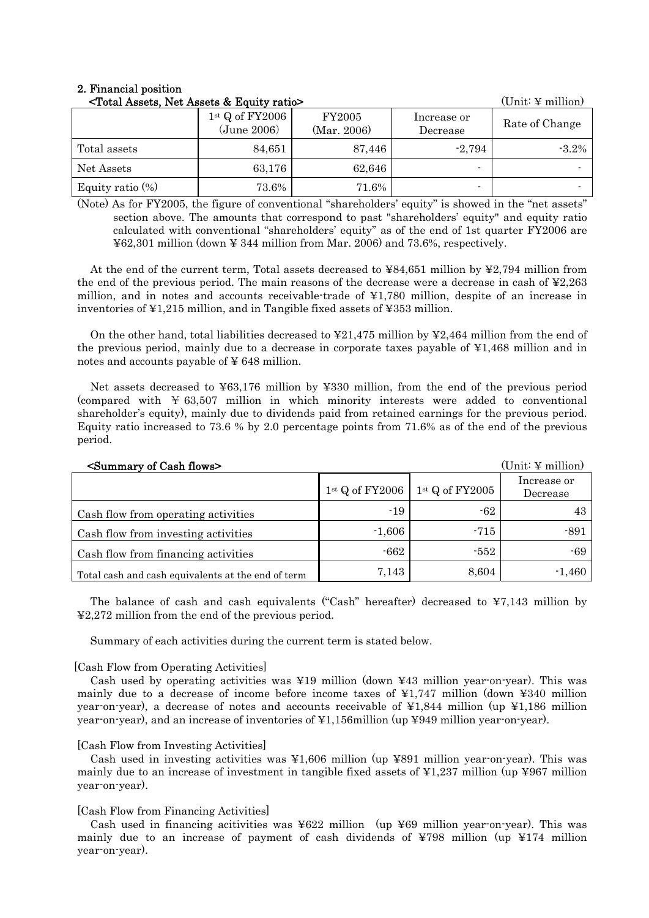## 2. Financial position

<Total Assets, Net Assets & Equity ratio>

(Unit: ¥ million)

| | 1st Q of FY2006 (June 2006) | FY2005 (Mar. 2006) | Increase or Decrease | Rate of Change |
|---|---|---|---|---|
| Total assets | 84,651 | 87,446 | -2,794 | -3.2% |
| Net Assets | 63,176 | 62,646 | - | - |
| Equity ratio (%) | 73.6% | 71.6% | - | - |

(Note) As for FY2005, the figure of conventional "shareholders' equity" is showed in the "net assets" section above. The amounts that correspond to past "shareholders' equity" and equity ratio calculated with conventional "shareholders' equity" as of the end of 1st quarter FY2006 are ¥62,301 million (down ¥ 344 million from Mar. 2006) and 73.6%, respectively.

At the end of the current term, Total assets decreased to ¥84,651 million by ¥2,794 million from the end of the previous period. The main reasons of the decrease were a decrease in cash of ¥2,263 million, and in notes and accounts receivable-trade of ¥1,780 million, despite of an increase in inventories of ¥1,215 million, and in Tangible fixed assets of ¥353 million.

On the other hand, total liabilities decreased to ¥21,475 million by ¥2,464 million from the end of the previous period, mainly due to a decrease in corporate taxes payable of ¥1,468 million and in notes and accounts payable of ¥ 648 million.

Net assets decreased to ¥63,176 million by ¥330 million, from the end of the previous period (compared with ¥ 63,507 million in which minority interests were added to conventional shareholder's equity), mainly due to dividends paid from retained earnings for the previous period. Equity ratio increased to 73.6 % by 2.0 percentage points from 71.6% as of the end of the previous period.

<Summary of Cash flows>

(Unit: ¥ million)

| | 1st Q of FY2006 | 1st Q of FY2005 | Increase or Decrease |
|---|---|---|---|
| Cash flow from operating activities | -19 | -62 | 43 |
| Cash flow from investing activities | -1,606 | -715 | -891 |
| Cash flow from financing activities | -662 | -552 | -69 |
| Total cash and cash equivalents at the end of term | 7,143 | 8,604 | -1,460 |

The balance of cash and cash equivalents ("Cash" hereafter) decreased to ¥7,143 million by ¥2,272 million from the end of the previous period.

Summary of each activities during the current term is stated below.

[Cash Flow from Operating Activities]

Cash used by operating activities was ¥19 million (down ¥43 million year-on-year). This was mainly due to a decrease of income before income taxes of ¥1,747 million (down ¥340 million year-on-year), a decrease of notes and accounts receivable of ¥1,844 million (up ¥1,186 million year-on-year), and an increase of inventories of ¥1,156million (up ¥949 million year-on-year).

[Cash Flow from Investing Activities]

Cash used in investing activities was ¥1,606 million (up ¥891 million year-on-year). This was mainly due to an increase of investment in tangible fixed assets of ¥1,237 million (up ¥967 million year-on-year).

[Cash Flow from Financing Activities]

Cash used in financing acitivities was ¥622 million (up ¥69 million year-on-year). This was mainly due to an increase of payment of cash dividends of ¥798 million (up ¥174 million year-on-year).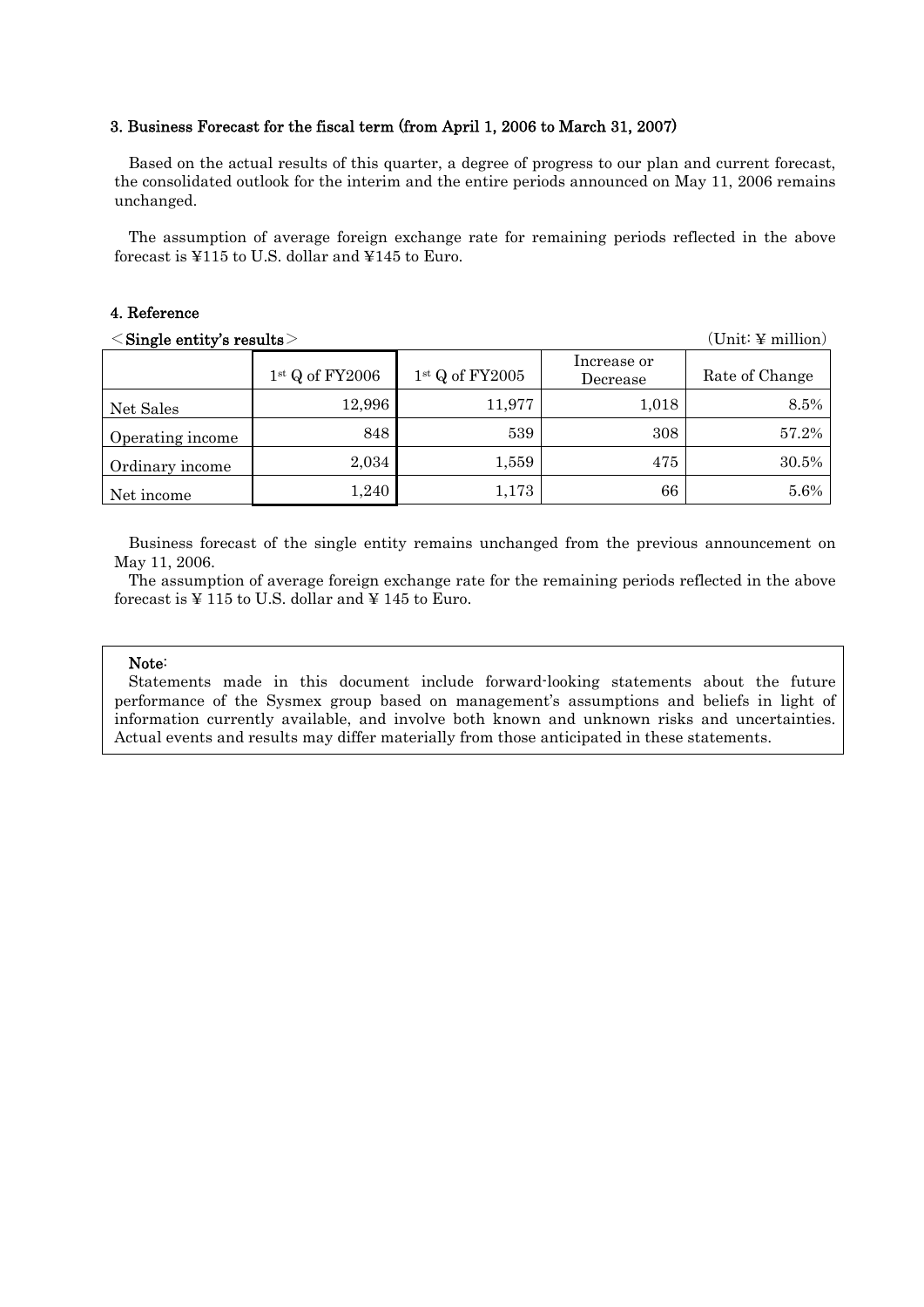### 3. Business Forecast for the fiscal term (from April 1, 2006 to March 31, 2007)

Based on the actual results of this quarter, a degree of progress to our plan and current forecast, the consolidated outlook for the interim and the entire periods announced on May 11, 2006 remains unchanged.

The assumption of average foreign exchange rate for remaining periods reflected in the above forecast is ¥115 to U.S. dollar and ¥145 to Euro.

### 4. Reference

**＜Single entity's results＞** (Unit: ¥ million)

| | 1st Q of FY2006 | 1st Q of FY2005 | Increase or Decrease | Rate of Change |
|---|---|---|---|---|
| Net Sales | 12,996 | 11,977 | 1,018 | 8.5% |
| Operating income | 848 | 539 | 308 | 57.2% |
| Ordinary income | 2,034 | 1,559 | 475 | 30.5% |
| Net income | 1,240 | 1,173 | 66 | 5.6% |

Business forecast of the single entity remains unchanged from the previous announcement on May 11, 2006.

The assumption of average foreign exchange rate for the remaining periods reflected in the above forecast is ¥ 115 to U.S. dollar and ¥ 145 to Euro.

**Note:**

Statements made in this document include forward-looking statements about the future performance of the Sysmex group based on management's assumptions and beliefs in light of information currently available, and involve both known and unknown risks and uncertainties. Actual events and results may differ materially from those anticipated in these statements.